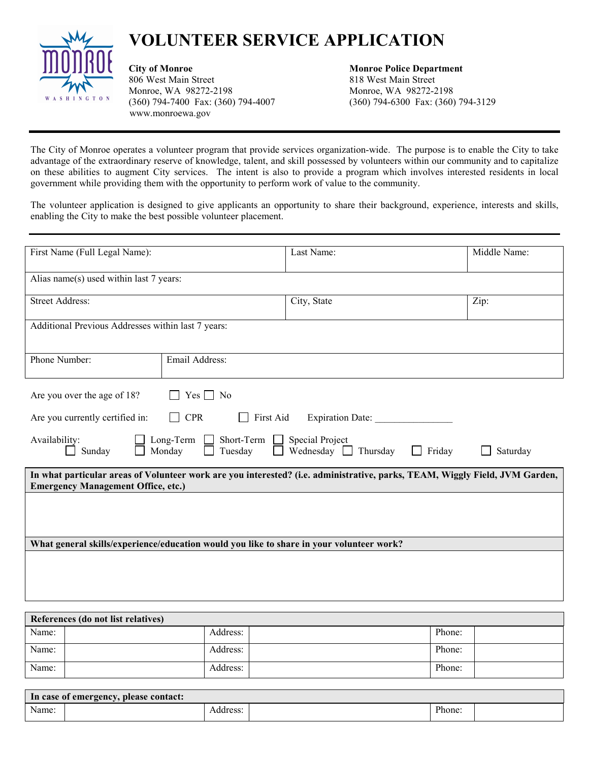# VOLUNTEER SERVICE APPLICATION

**City of Monroe**
806 West Main Street
Monroe, WA 98272-2198
(360) 794-7400 Fax: (360) 794-4007
www.monroewa.gov

**Monroe Police Department**
818 West Main Street
Monroe, WA 98272-2198
(360) 794-6300 Fax: (360) 794-3129

---

The City of Monroe operates a volunteer program that provide services organization-wide. The purpose is to enable the City to take advantage of the extraordinary reserve of knowledge, talent, and skill possessed by volunteers within our community and to capitalize on these abilities to augment City services. The intent is also to provide a program which involves interested residents in local government while providing them with the opportunity to perform work of value to the community.

The volunteer application is designed to give applicants an opportunity to share their background, experience, interests and skills, enabling the City to make the best possible volunteer placement.

---

| First Name (Full Legal Name): | Last Name: | Middle Name: |
|---|---|---|
| Alias name(s) used within last 7 years: | | |
| Street Address: | City, State | Zip: |
| Additional Previous Addresses within last 7 years: | | |
| Phone Number: | Email Address: | |

Are you over the age of 18? ☐ Yes ☐ No

Are you currently certified in: ☐ CPR ☐ First Aid Expiration Date: _______________

Availability: ☐ Long-Term ☐ Short-Term ☐ Special Project
☐ Sunday ☐ Monday ☐ Tuesday ☐ Wednesday ☐ Thursday ☐ Friday ☐ Saturday

**In what particular areas of Volunteer work are you interested? (i.e. administrative, parks, TEAM, Wiggly Field, JVM Garden, Emergency Management Office, etc.)**

**What general skills/experience/education would you like to share in your volunteer work?**

| References (do not list relatives) | | | | | |
|---|---|---|---|---|---|
| Name: | | Address: | | Phone: | |
| Name: | | Address: | | Phone: | |
| Name: | | Address: | | Phone: | |

| In case of emergency, please contact: | | | | | |
|---|---|---|---|---|---|
| Name: | | Address: | | Phone: | |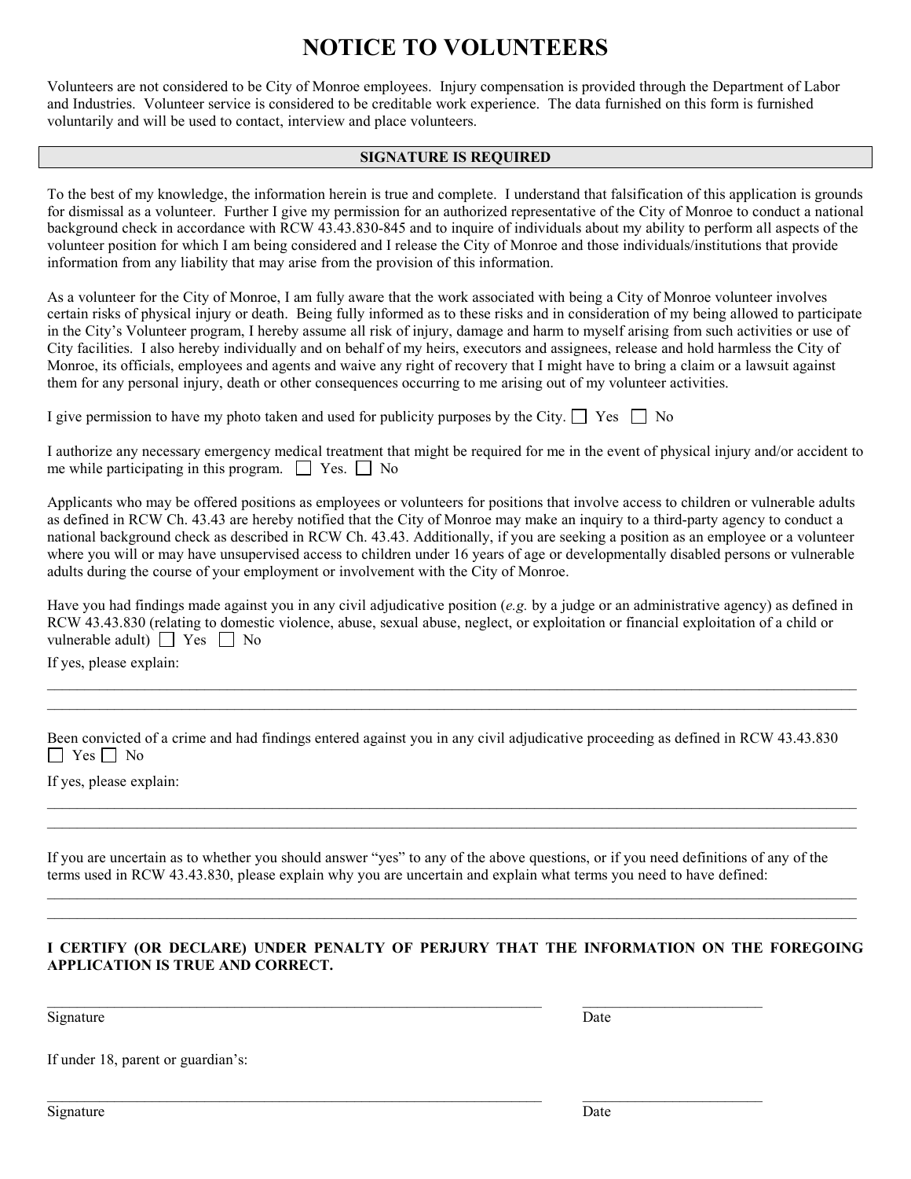# NOTICE TO VOLUNTEERS

Volunteers are not considered to be City of Monroe employees. Injury compensation is provided through the Department of Labor and Industries. Volunteer service is considered to be creditable work experience. The data furnished on this form is furnished voluntarily and will be used to contact, interview and place volunteers.

**SIGNATURE IS REQUIRED**

To the best of my knowledge, the information herein is true and complete. I understand that falsification of this application is grounds for dismissal as a volunteer. Further I give my permission for an authorized representative of the City of Monroe to conduct a national background check in accordance with RCW 43.43.830-845 and to inquire of individuals about my ability to perform all aspects of the volunteer position for which I am being considered and I release the City of Monroe and those individuals/institutions that provide information from any liability that may arise from the provision of this information.

As a volunteer for the City of Monroe, I am fully aware that the work associated with being a City of Monroe volunteer involves certain risks of physical injury or death. Being fully informed as to these risks and in consideration of my being allowed to participate in the City's Volunteer program, I hereby assume all risk of injury, damage and harm to myself arising from such activities or use of City facilities. I also hereby individually and on behalf of my heirs, executors and assignees, release and hold harmless the City of Monroe, its officials, employees and agents and waive any right of recovery that I might have to bring a claim or a lawsuit against them for any personal injury, death or other consequences occurring to me arising out of my volunteer activities.

I give permission to have my photo taken and used for publicity purposes by the City. ☐ Yes ☐ No

I authorize any necessary emergency medical treatment that might be required for me in the event of physical injury and/or accident to me while participating in this program. ☐ Yes. ☐ No

Applicants who may be offered positions as employees or volunteers for positions that involve access to children or vulnerable adults as defined in RCW Ch. 43.43 are hereby notified that the City of Monroe may make an inquiry to a third-party agency to conduct a national background check as described in RCW Ch. 43.43. Additionally, if you are seeking a position as an employee or a volunteer where you will or may have unsupervised access to children under 16 years of age or developmentally disabled persons or vulnerable adults during the course of your employment or involvement with the City of Monroe.

Have you had findings made against you in any civil adjudicative position (*e.g.* by a judge or an administrative agency) as defined in RCW 43.43.830 (relating to domestic violence, abuse, sexual abuse, neglect, or exploitation or financial exploitation of a child or vulnerable adult) ☐ Yes ☐ No

If yes, please explain:

______________________________________________________________________________

______________________________________________________________________________

Been convicted of a crime and had findings entered against you in any civil adjudicative proceeding as defined in RCW 43.43.830 ☐ Yes ☐ No

If yes, please explain:

______________________________________________________________________________

______________________________________________________________________________

If you are uncertain as to whether you should answer "yes" to any of the above questions, or if you need definitions of any of the terms used in RCW 43.43.830, please explain why you are uncertain and explain what terms you need to have defined:

______________________________________________________________________________

______________________________________________________________________________

**I CERTIFY (OR DECLARE) UNDER PENALTY OF PERJURY THAT THE INFORMATION ON THE FOREGOING APPLICATION IS TRUE AND CORRECT.**

______________________________________________ ______________________

Signature Date

If under 18, parent or guardian's:

______________________________________________ ______________________

Signature Date